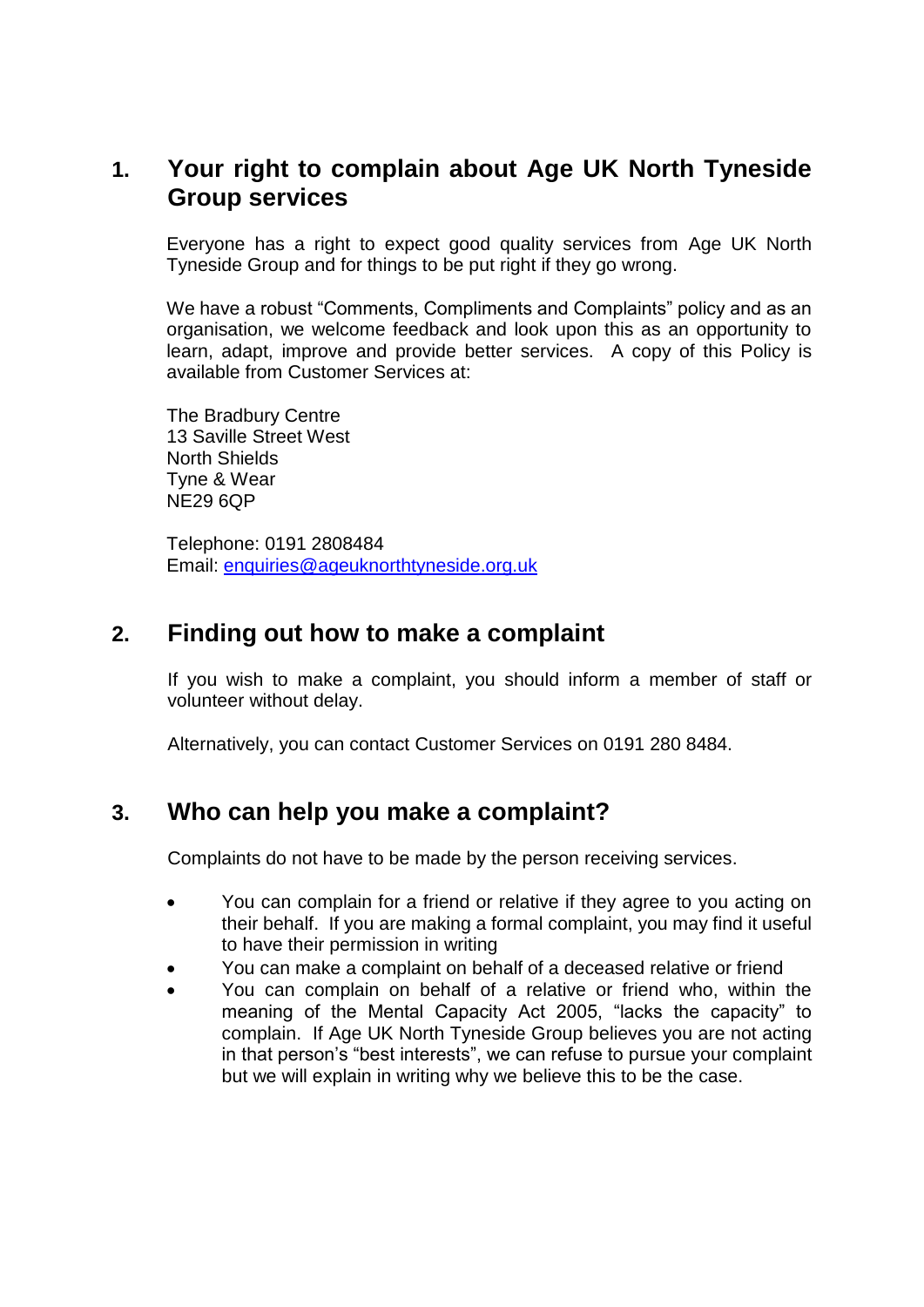## 1. Your right to complain about Age UK North Tyneside Group services

Everyone has a right to expect good quality services from Age UK North Tyneside Group and for things to be put right if they go wrong.

We have a robust "Comments, Compliments and Complaints" policy and as an organisation, we welcome feedback and look upon this as an opportunity to learn, adapt, improve and provide better services. A copy of this Policy is available from Customer Services at:

The Bradbury Centre
13 Saville Street West
North Shields
Tyne & Wear
NE29 6QP

Telephone: 0191 2808484
Email: enquiries@ageuknorthtyneside.org.uk

## 2. Finding out how to make a complaint

If you wish to make a complaint, you should inform a member of staff or volunteer without delay.

Alternatively, you can contact Customer Services on 0191 280 8484.

## 3. Who can help you make a complaint?

Complaints do not have to be made by the person receiving services.

- You can complain for a friend or relative if they agree to you acting on their behalf. If you are making a formal complaint, you may find it useful to have their permission in writing
- You can make a complaint on behalf of a deceased relative or friend
- You can complain on behalf of a relative or friend who, within the meaning of the Mental Capacity Act 2005, "lacks the capacity" to complain. If Age UK North Tyneside Group believes you are not acting in that person's "best interests", we can refuse to pursue your complaint but we will explain in writing why we believe this to be the case.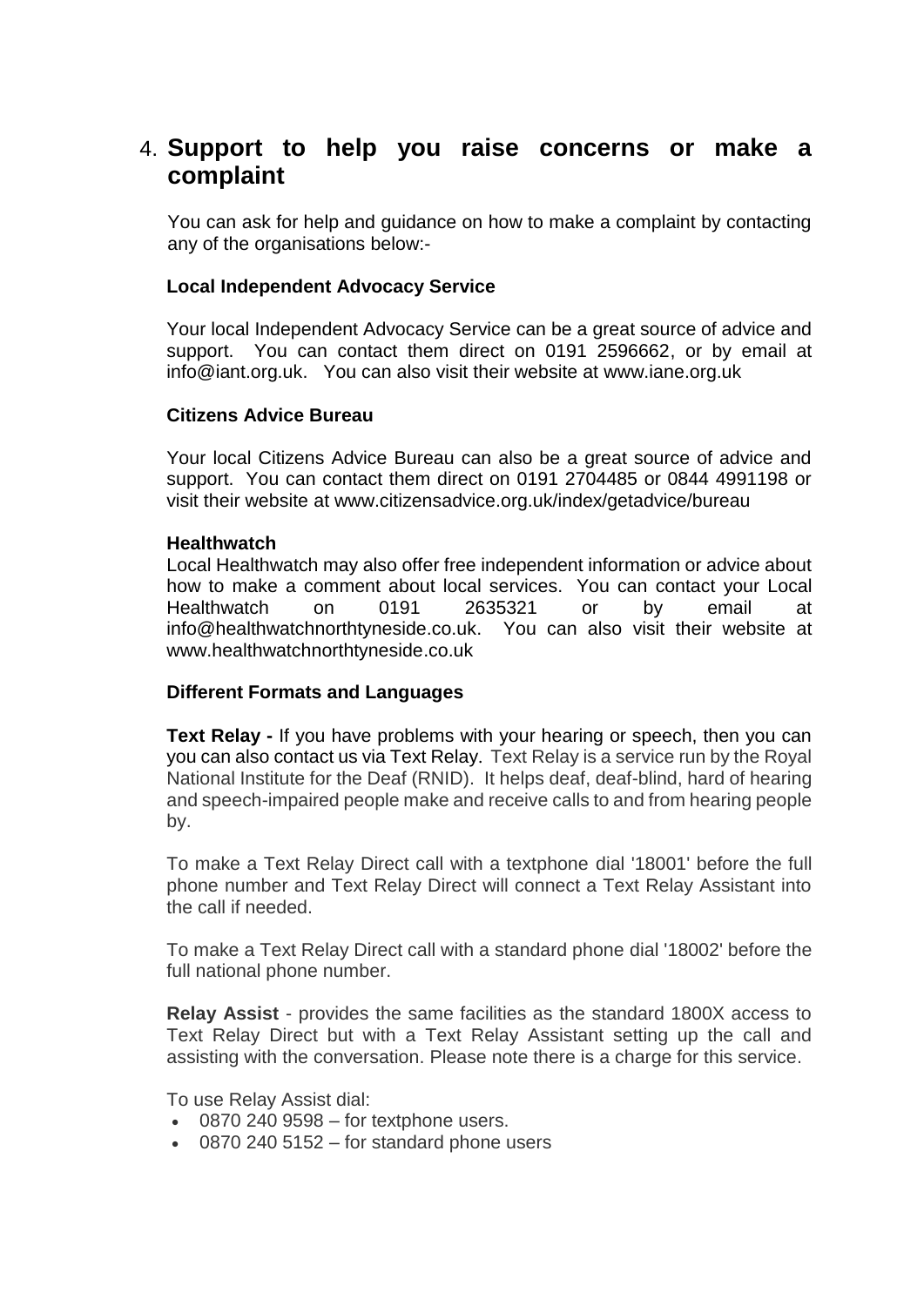## 4. Support to help you raise concerns or make a complaint

You can ask for help and guidance on how to make a complaint by contacting any of the organisations below:-

**Local Independent Advocacy Service**

Your local Independent Advocacy Service can be a great source of advice and support. You can contact them direct on 0191 2596662, or by email at info@iant.org.uk. You can also visit their website at www.iane.org.uk

**Citizens Advice Bureau**

Your local Citizens Advice Bureau can also be a great source of advice and support. You can contact them direct on 0191 2704485 or 0844 4991198 or visit their website at www.citizensadvice.org.uk/index/getadvice/bureau

**Healthwatch**

Local Healthwatch may also offer free independent information or advice about how to make a comment about local services. You can contact your Local Healthwatch on 0191 2635321 or by email at info@healthwatchnorthtyneside.co.uk. You can also visit their website at www.healthwatchnorthtyneside.co.uk

**Different Formats and Languages**

**Text Relay -** If you have problems with your hearing or speech, then you can you can also contact us via Text Relay. Text Relay is a service run by the Royal National Institute for the Deaf (RNID). It helps deaf, deaf-blind, hard of hearing and speech-impaired people make and receive calls to and from hearing people by.

To make a Text Relay Direct call with a textphone dial '18001' before the full phone number and Text Relay Direct will connect a Text Relay Assistant into the call if needed.

To make a Text Relay Direct call with a standard phone dial '18002' before the full national phone number.

**Relay Assist** - provides the same facilities as the standard 1800X access to Text Relay Direct but with a Text Relay Assistant setting up the call and assisting with the conversation. Please note there is a charge for this service.

To use Relay Assist dial:

- 0870 240 9598 – for textphone users.
- 0870 240 5152 – for standard phone users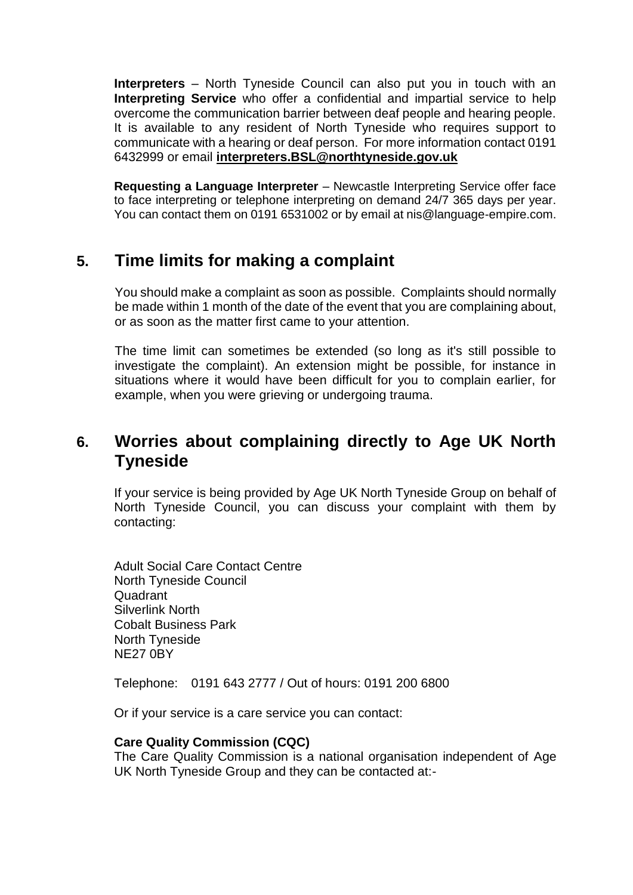**Interpreters** – North Tyneside Council can also put you in touch with an **Interpreting Service** who offer a confidential and impartial service to help overcome the communication barrier between deaf people and hearing people. It is available to any resident of North Tyneside who requires support to communicate with a hearing or deaf person. For more information contact 0191 6432999 or email **interpreters.BSL@northtyneside.gov.uk**

**Requesting a Language Interpreter** – Newcastle Interpreting Service offer face to face interpreting or telephone interpreting on demand 24/7 365 days per year. You can contact them on 0191 6531002 or by email at nis@language-empire.com.

## 5. Time limits for making a complaint

You should make a complaint as soon as possible. Complaints should normally be made within 1 month of the date of the event that you are complaining about, or as soon as the matter first came to your attention.

The time limit can sometimes be extended (so long as it's still possible to investigate the complaint). An extension might be possible, for instance in situations where it would have been difficult for you to complain earlier, for example, when you were grieving or undergoing trauma.

## 6. Worries about complaining directly to Age UK North Tyneside

If your service is being provided by Age UK North Tyneside Group on behalf of North Tyneside Council, you can discuss your complaint with them by contacting:

Adult Social Care Contact Centre
North Tyneside Council
Quadrant
Silverlink North
Cobalt Business Park
North Tyneside
NE27 0BY

Telephone: 0191 643 2777 / Out of hours: 0191 200 6800

Or if your service is a care service you can contact:

**Care Quality Commission (CQC)**
The Care Quality Commission is a national organisation independent of Age UK North Tyneside Group and they can be contacted at:-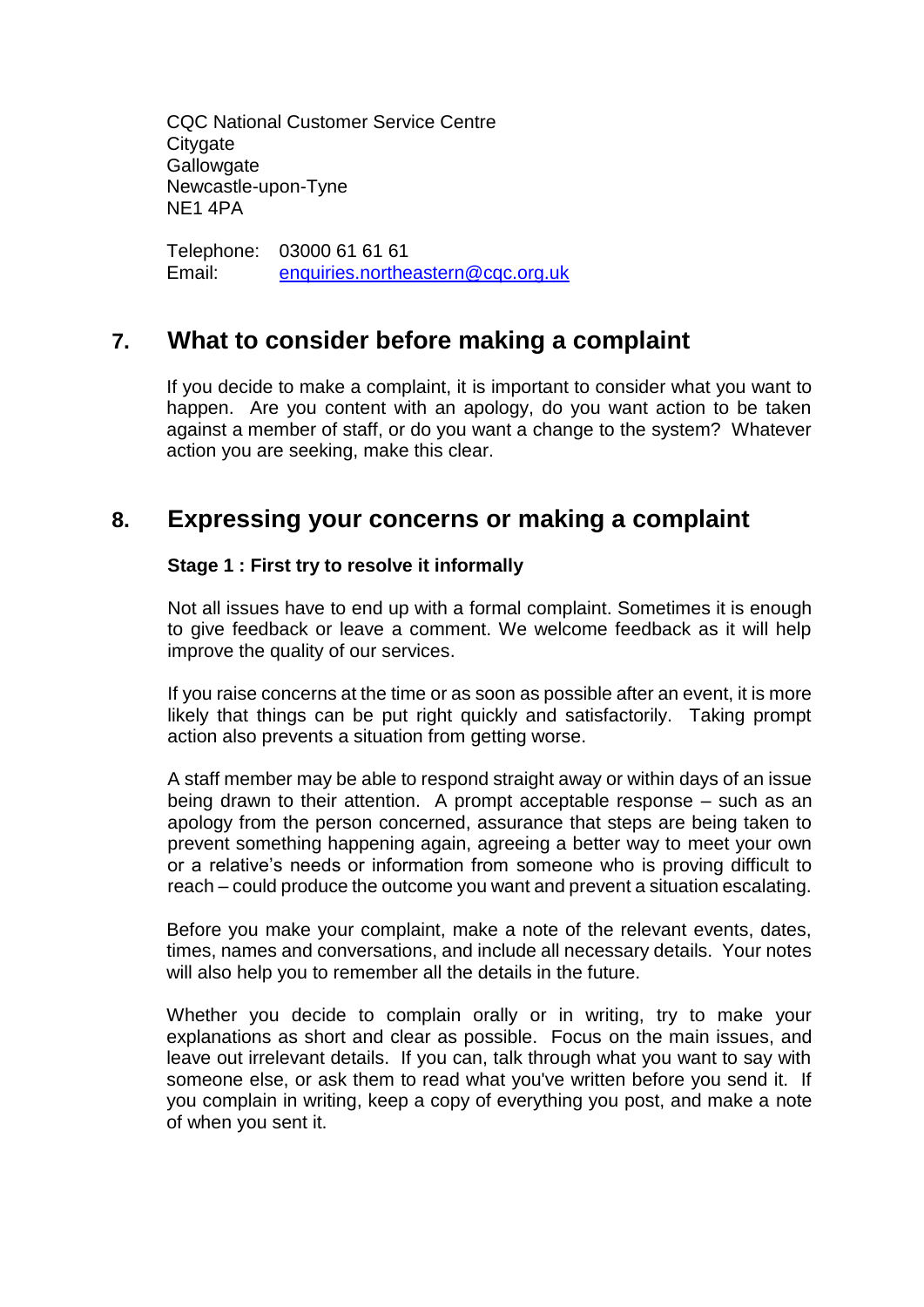CQC National Customer Service Centre
Citygate
Gallowgate
Newcastle-upon-Tyne
NE1 4PA

Telephone: 03000 61 61 61
Email: enquiries.northeastern@cqc.org.uk

## 7. What to consider before making a complaint

If you decide to make a complaint, it is important to consider what you want to happen. Are you content with an apology, do you want action to be taken against a member of staff, or do you want a change to the system? Whatever action you are seeking, make this clear.

## 8. Expressing your concerns or making a complaint

**Stage 1 : First try to resolve it informally**

Not all issues have to end up with a formal complaint. Sometimes it is enough to give feedback or leave a comment. We welcome feedback as it will help improve the quality of our services.

If you raise concerns at the time or as soon as possible after an event, it is more likely that things can be put right quickly and satisfactorily. Taking prompt action also prevents a situation from getting worse.

A staff member may be able to respond straight away or within days of an issue being drawn to their attention. A prompt acceptable response – such as an apology from the person concerned, assurance that steps are being taken to prevent something happening again, agreeing a better way to meet your own or a relative's needs or information from someone who is proving difficult to reach – could produce the outcome you want and prevent a situation escalating.

Before you make your complaint, make a note of the relevant events, dates, times, names and conversations, and include all necessary details. Your notes will also help you to remember all the details in the future.

Whether you decide to complain orally or in writing, try to make your explanations as short and clear as possible. Focus on the main issues, and leave out irrelevant details. If you can, talk through what you want to say with someone else, or ask them to read what you've written before you send it. If you complain in writing, keep a copy of everything you post, and make a note of when you sent it.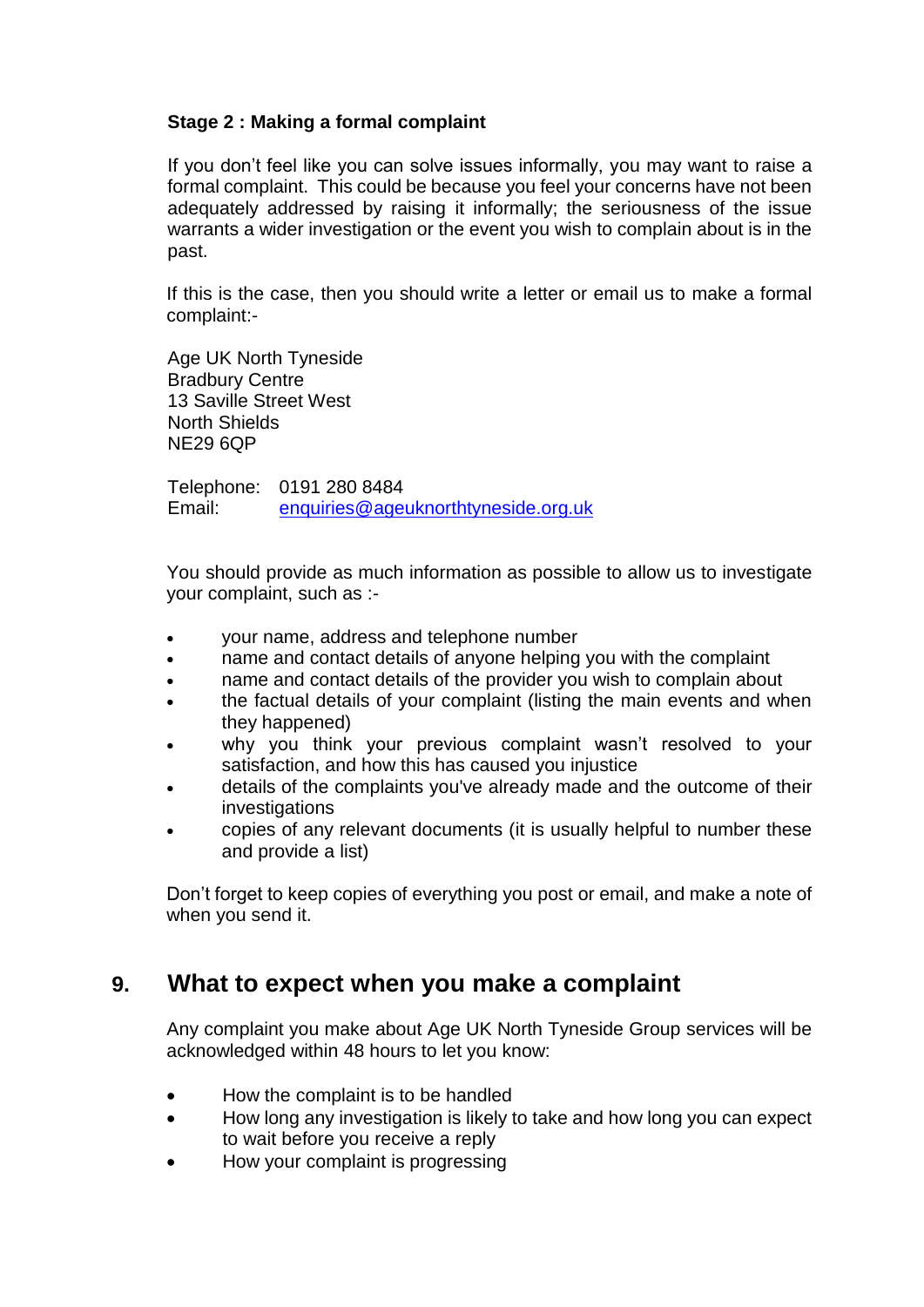**Stage 2 : Making a formal complaint**

If you don't feel like you can solve issues informally, you may want to raise a formal complaint. This could be because you feel your concerns have not been adequately addressed by raising it informally; the seriousness of the issue warrants a wider investigation or the event you wish to complain about is in the past.

If this is the case, then you should write a letter or email us to make a formal complaint:-

Age UK North Tyneside
Bradbury Centre
13 Saville Street West
North Shields
NE29 6QP

Telephone: 0191 280 8484
Email: enquiries@ageuknorthtyneside.org.uk

You should provide as much information as possible to allow us to investigate your complaint, such as :-

- your name, address and telephone number
- name and contact details of anyone helping you with the complaint
- name and contact details of the provider you wish to complain about
- the factual details of your complaint (listing the main events and when they happened)
- why you think your previous complaint wasn't resolved to your satisfaction, and how this has caused you injustice
- details of the complaints you've already made and the outcome of their investigations
- copies of any relevant documents (it is usually helpful to number these and provide a list)

Don't forget to keep copies of everything you post or email, and make a note of when you send it.

## 9. What to expect when you make a complaint

Any complaint you make about Age UK North Tyneside Group services will be acknowledged within 48 hours to let you know:

- How the complaint is to be handled
- How long any investigation is likely to take and how long you can expect to wait before you receive a reply
- How your complaint is progressing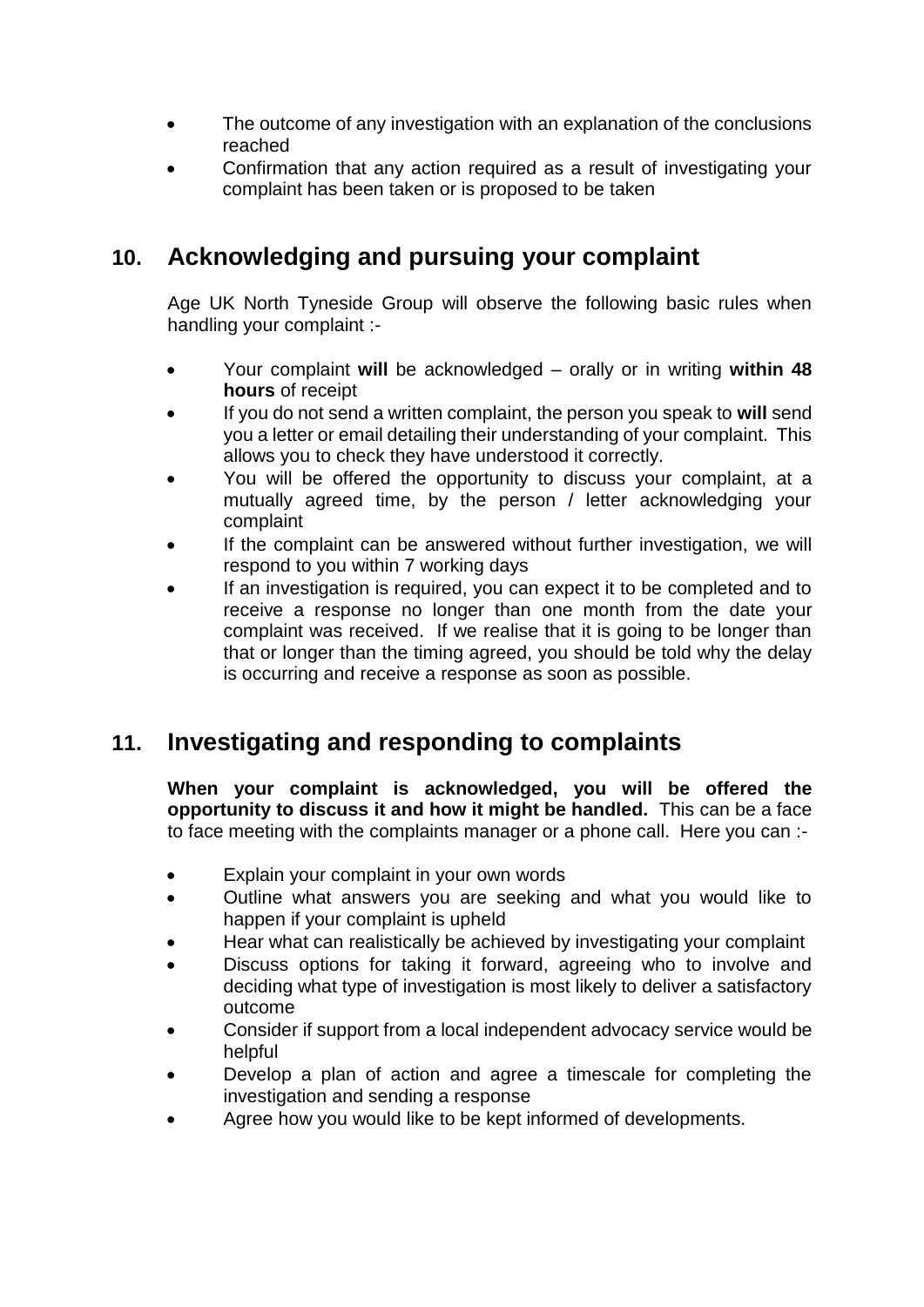- The outcome of any investigation with an explanation of the conclusions reached
- Confirmation that any action required as a result of investigating your complaint has been taken or is proposed to be taken

## 10. Acknowledging and pursuing your complaint

Age UK North Tyneside Group will observe the following basic rules when handling your complaint :-

- Your complaint **will** be acknowledged – orally or in writing **within 48 hours** of receipt
- If you do not send a written complaint, the person you speak to **will** send you a letter or email detailing their understanding of your complaint. This allows you to check they have understood it correctly.
- You will be offered the opportunity to discuss your complaint, at a mutually agreed time, by the person / letter acknowledging your complaint
- If the complaint can be answered without further investigation, we will respond to you within 7 working days
- If an investigation is required, you can expect it to be completed and to receive a response no longer than one month from the date your complaint was received. If we realise that it is going to be longer than that or longer than the timing agreed, you should be told why the delay is occurring and receive a response as soon as possible.

## 11. Investigating and responding to complaints

**When your complaint is acknowledged, you will be offered the opportunity to discuss it and how it might be handled.** This can be a face to face meeting with the complaints manager or a phone call. Here you can :-

- Explain your complaint in your own words
- Outline what answers you are seeking and what you would like to happen if your complaint is upheld
- Hear what can realistically be achieved by investigating your complaint
- Discuss options for taking it forward, agreeing who to involve and deciding what type of investigation is most likely to deliver a satisfactory outcome
- Consider if support from a local independent advocacy service would be helpful
- Develop a plan of action and agree a timescale for completing the investigation and sending a response
- Agree how you would like to be kept informed of developments.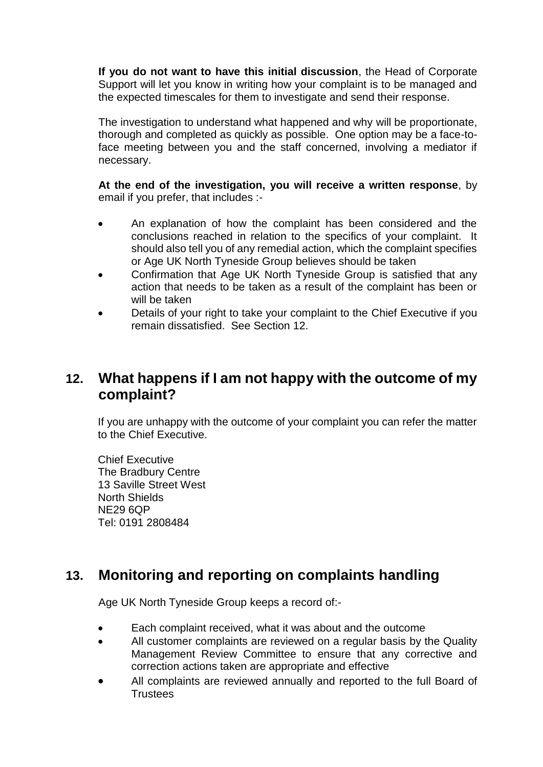**If you do not want to have this initial discussion**, the Head of Corporate Support will let you know in writing how your complaint is to be managed and the expected timescales for them to investigate and send their response.

The investigation to understand what happened and why will be proportionate, thorough and completed as quickly as possible. One option may be a face-to-face meeting between you and the staff concerned, involving a mediator if necessary.

**At the end of the investigation, you will receive a written response**, by email if you prefer, that includes :-

- An explanation of how the complaint has been considered and the conclusions reached in relation to the specifics of your complaint. It should also tell you of any remedial action, which the complaint specifies or Age UK North Tyneside Group believes should be taken
- Confirmation that Age UK North Tyneside Group is satisfied that any action that needs to be taken as a result of the complaint has been or will be taken
- Details of your right to take your complaint to the Chief Executive if you remain dissatisfied. See Section 12.

## 12. What happens if I am not happy with the outcome of my complaint?

If you are unhappy with the outcome of your complaint you can refer the matter to the Chief Executive.

Chief Executive
The Bradbury Centre
13 Saville Street West
North Shields
NE29 6QP
Tel: 0191 2808484

## 13. Monitoring and reporting on complaints handling

Age UK North Tyneside Group keeps a record of:-

- Each complaint received, what it was about and the outcome
- All customer complaints are reviewed on a regular basis by the Quality Management Review Committee to ensure that any corrective and correction actions taken are appropriate and effective
- All complaints are reviewed annually and reported to the full Board of Trustees